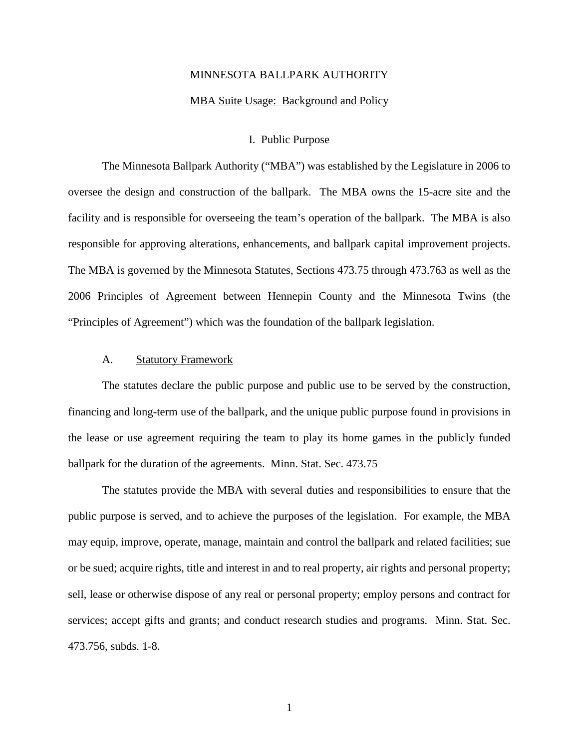# MINNESOTA BALLPARK AUTHORITY

## MBA Suite Usage: Background and Policy

### I. Public Purpose

The Minnesota Ballpark Authority ("MBA") was established by the Legislature in 2006 to oversee the design and construction of the ballpark. The MBA owns the 15-acre site and the facility and is responsible for overseeing the team's operation of the ballpark. The MBA is also responsible for approving alterations, enhancements, and ballpark capital improvement projects. The MBA is governed by the Minnesota Statutes, Sections 473.75 through 473.763 as well as the 2006 Principles of Agreement between Hennepin County and the Minnesota Twins (the "Principles of Agreement") which was the foundation of the ballpark legislation.

#### A. Statutory Framework

The statutes declare the public purpose and public use to be served by the construction, financing and long-term use of the ballpark, and the unique public purpose found in provisions in the lease or use agreement requiring the team to play its home games in the publicly funded ballpark for the duration of the agreements. Minn. Stat. Sec. 473.75

The statutes provide the MBA with several duties and responsibilities to ensure that the public purpose is served, and to achieve the purposes of the legislation. For example, the MBA may equip, improve, operate, manage, maintain and control the ballpark and related facilities; sue or be sued; acquire rights, title and interest in and to real property, air rights and personal property; sell, lease or otherwise dispose of any real or personal property; employ persons and contract for services; accept gifts and grants; and conduct research studies and programs. Minn. Stat. Sec. 473.756, subds. 1-8.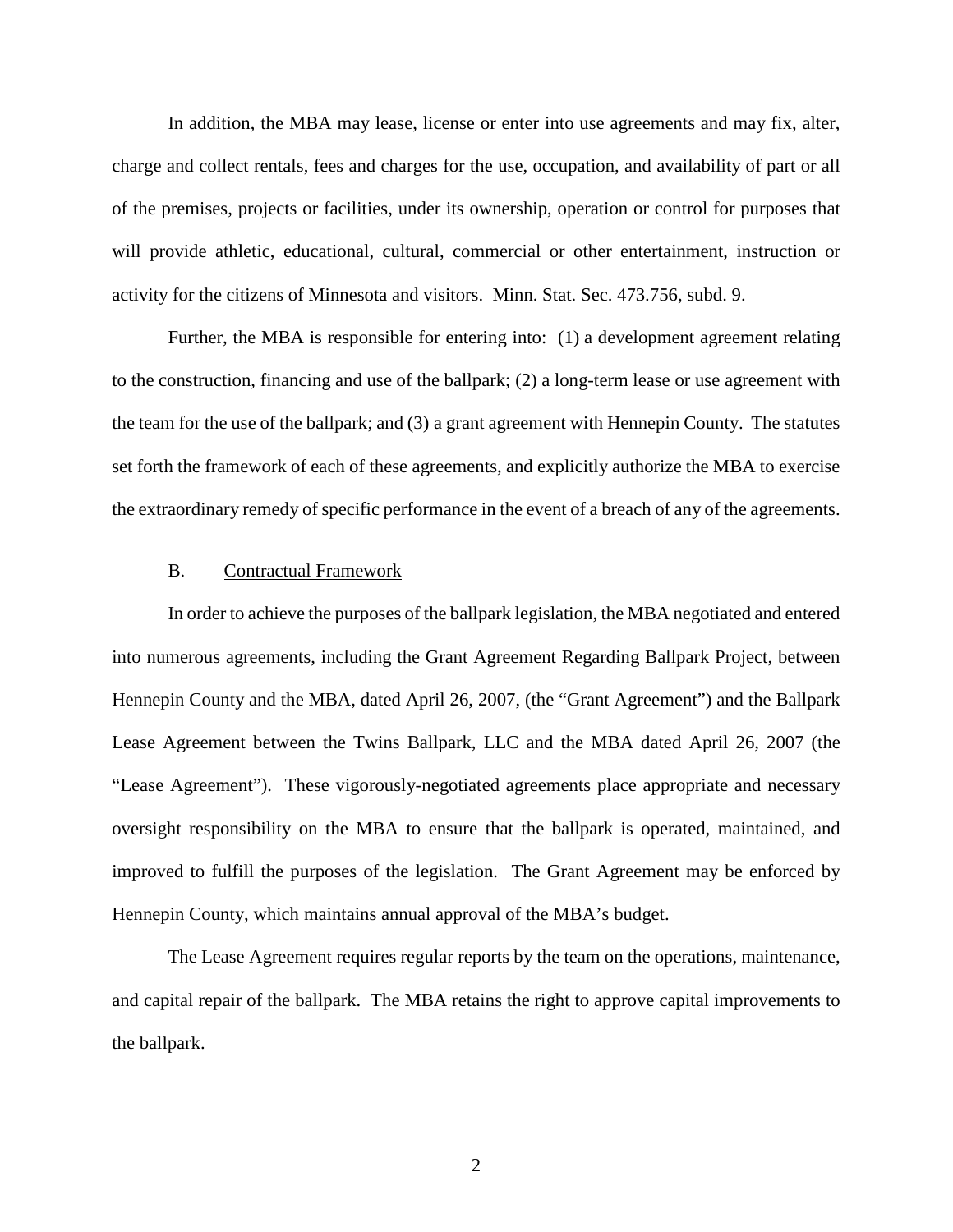In addition, the MBA may lease, license or enter into use agreements and may fix, alter, charge and collect rentals, fees and charges for the use, occupation, and availability of part or all of the premises, projects or facilities, under its ownership, operation or control for purposes that will provide athletic, educational, cultural, commercial or other entertainment, instruction or activity for the citizens of Minnesota and visitors. Minn. Stat. Sec. 473.756, subd. 9.

Further, the MBA is responsible for entering into: (1) a development agreement relating to the construction, financing and use of the ballpark; (2) a long-term lease or use agreement with the team for the use of the ballpark; and (3) a grant agreement with Hennepin County. The statutes set forth the framework of each of these agreements, and explicitly authorize the MBA to exercise the extraordinary remedy of specific performance in the event of a breach of any of the agreements.

### B. Contractual Framework

In order to achieve the purposes of the ballpark legislation, the MBA negotiated and entered into numerous agreements, including the Grant Agreement Regarding Ballpark Project, between Hennepin County and the MBA, dated April 26, 2007, (the "Grant Agreement") and the Ballpark Lease Agreement between the Twins Ballpark, LLC and the MBA dated April 26, 2007 (the "Lease Agreement"). These vigorously-negotiated agreements place appropriate and necessary oversight responsibility on the MBA to ensure that the ballpark is operated, maintained, and improved to fulfill the purposes of the legislation. The Grant Agreement may be enforced by Hennepin County, which maintains annual approval of the MBA's budget.

The Lease Agreement requires regular reports by the team on the operations, maintenance, and capital repair of the ballpark. The MBA retains the right to approve capital improvements to the ballpark.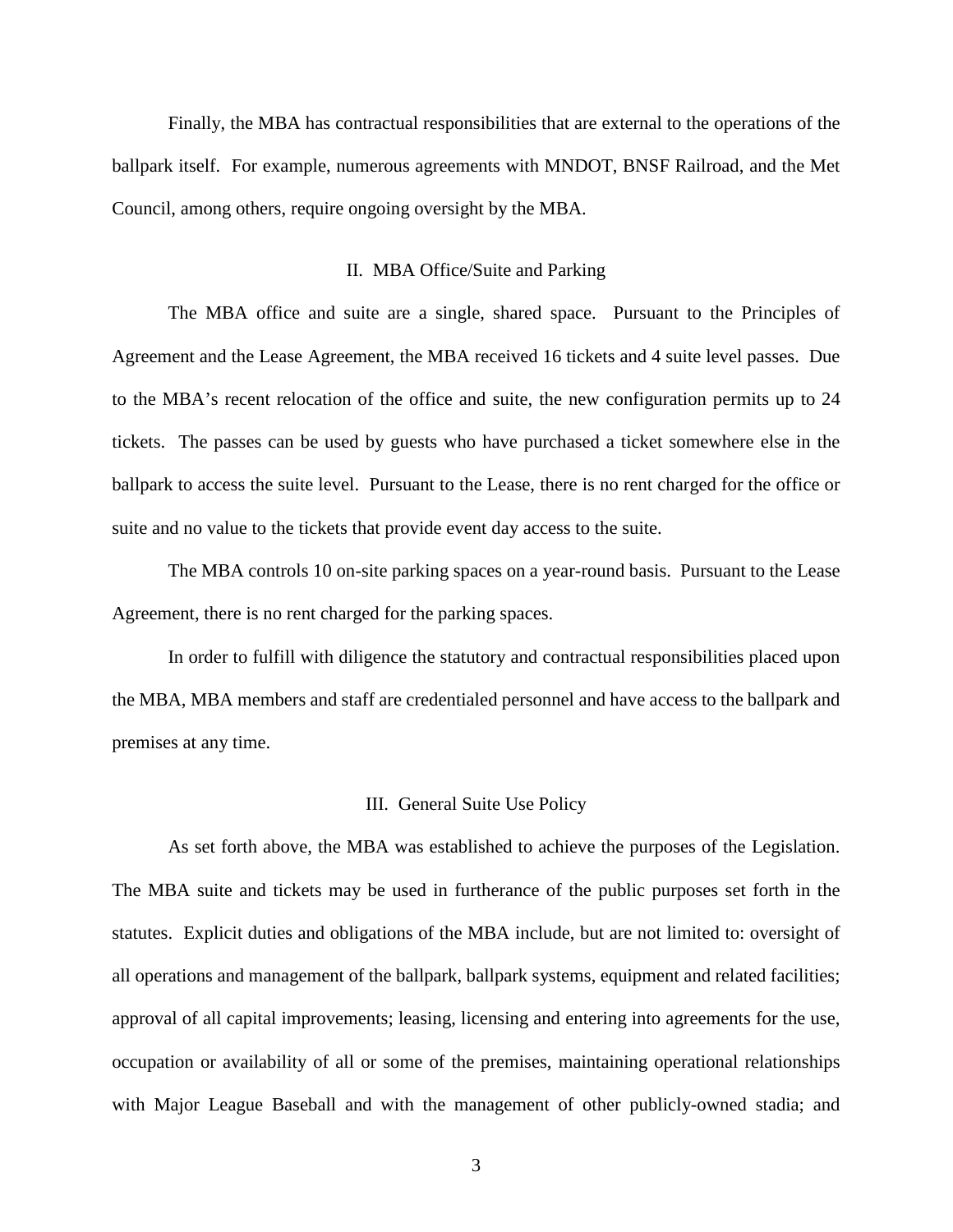Finally, the MBA has contractual responsibilities that are external to the operations of the ballpark itself. For example, numerous agreements with MNDOT, BNSF Railroad, and the Met Council, among others, require ongoing oversight by the MBA.

## II. MBA Office/Suite and Parking

The MBA office and suite are a single, shared space. Pursuant to the Principles of Agreement and the Lease Agreement, the MBA received 16 tickets and 4 suite level passes. Due to the MBA's recent relocation of the office and suite, the new configuration permits up to 24 tickets. The passes can be used by guests who have purchased a ticket somewhere else in the ballpark to access the suite level. Pursuant to the Lease, there is no rent charged for the office or suite and no value to the tickets that provide event day access to the suite.

The MBA controls 10 on-site parking spaces on a year-round basis. Pursuant to the Lease Agreement, there is no rent charged for the parking spaces.

In order to fulfill with diligence the statutory and contractual responsibilities placed upon the MBA, MBA members and staff are credentialed personnel and have access to the ballpark and premises at any time.

## III. General Suite Use Policy

As set forth above, the MBA was established to achieve the purposes of the Legislation. The MBA suite and tickets may be used in furtherance of the public purposes set forth in the statutes. Explicit duties and obligations of the MBA include, but are not limited to: oversight of all operations and management of the ballpark, ballpark systems, equipment and related facilities; approval of all capital improvements; leasing, licensing and entering into agreements for the use, occupation or availability of all or some of the premises, maintaining operational relationships with Major League Baseball and with the management of other publicly-owned stadia; and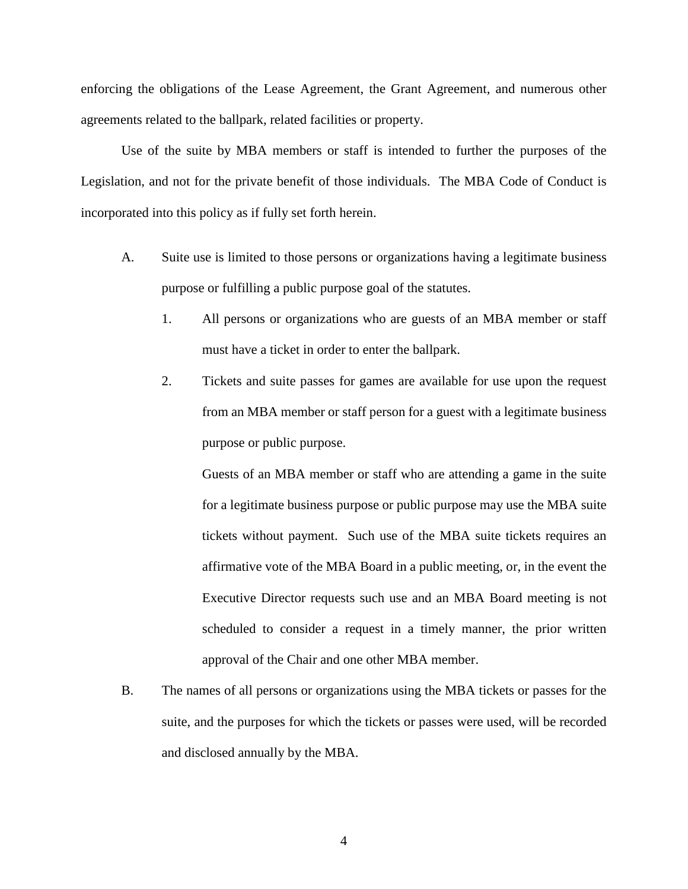enforcing the obligations of the Lease Agreement, the Grant Agreement, and numerous other agreements related to the ballpark, related facilities or property.

Use of the suite by MBA members or staff is intended to further the purposes of the Legislation, and not for the private benefit of those individuals. The MBA Code of Conduct is incorporated into this policy as if fully set forth herein.

A. Suite use is limited to those persons or organizations having a legitimate business purpose or fulfilling a public purpose goal of the statutes.

   1. All persons or organizations who are guests of an MBA member or staff must have a ticket in order to enter the ballpark.

   2. Tickets and suite passes for games are available for use upon the request from an MBA member or staff person for a guest with a legitimate business purpose or public purpose.

      Guests of an MBA member or staff who are attending a game in the suite for a legitimate business purpose or public purpose may use the MBA suite tickets without payment. Such use of the MBA suite tickets requires an affirmative vote of the MBA Board in a public meeting, or, in the event the Executive Director requests such use and an MBA Board meeting is not scheduled to consider a request in a timely manner, the prior written approval of the Chair and one other MBA member.

B. The names of all persons or organizations using the MBA tickets or passes for the suite, and the purposes for which the tickets or passes were used, will be recorded and disclosed annually by the MBA.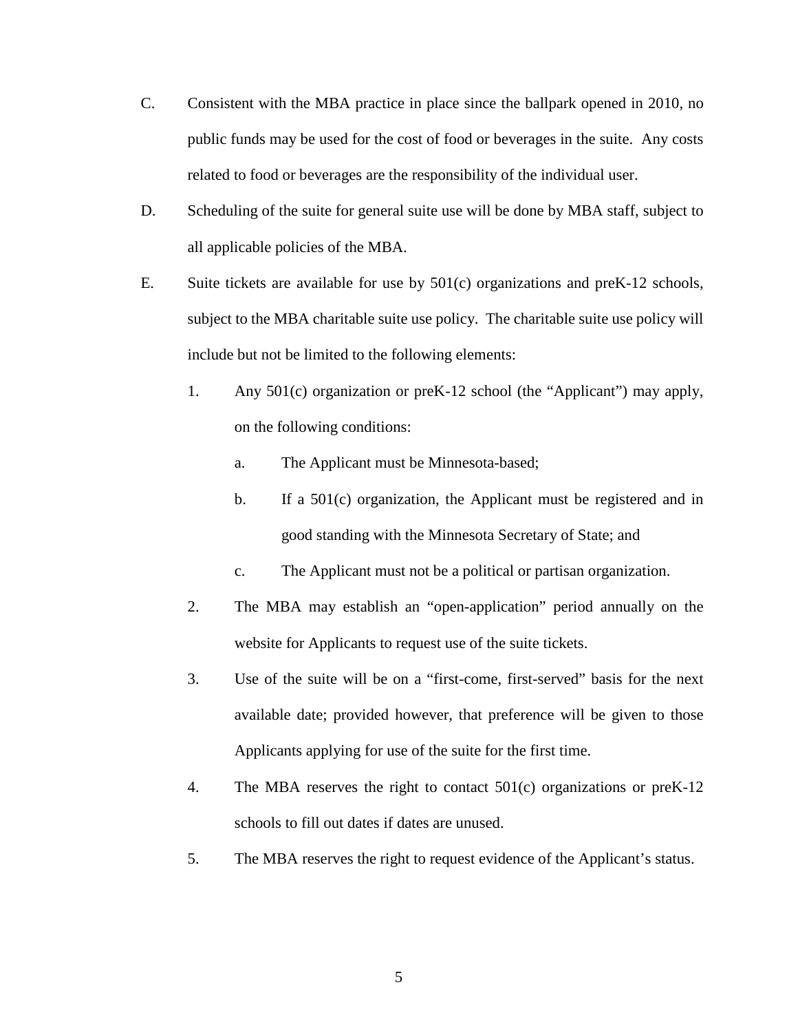C. Consistent with the MBA practice in place since the ballpark opened in 2010, no public funds may be used for the cost of food or beverages in the suite. Any costs related to food or beverages are the responsibility of the individual user.

D. Scheduling of the suite for general suite use will be done by MBA staff, subject to all applicable policies of the MBA.

E. Suite tickets are available for use by 501(c) organizations and preK-12 schools, subject to the MBA charitable suite use policy. The charitable suite use policy will include but not be limited to the following elements:

   1. Any 501(c) organization or preK-12 school (the "Applicant") may apply, on the following conditions:

      a. The Applicant must be Minnesota-based;

      b. If a 501(c) organization, the Applicant must be registered and in good standing with the Minnesota Secretary of State; and

      c. The Applicant must not be a political or partisan organization.

   2. The MBA may establish an "open-application" period annually on the website for Applicants to request use of the suite tickets.

   3. Use of the suite will be on a "first-come, first-served" basis for the next available date; provided however, that preference will be given to those Applicants applying for use of the suite for the first time.

   4. The MBA reserves the right to contact 501(c) organizations or preK-12 schools to fill out dates if dates are unused.

   5. The MBA reserves the right to request evidence of the Applicant's status.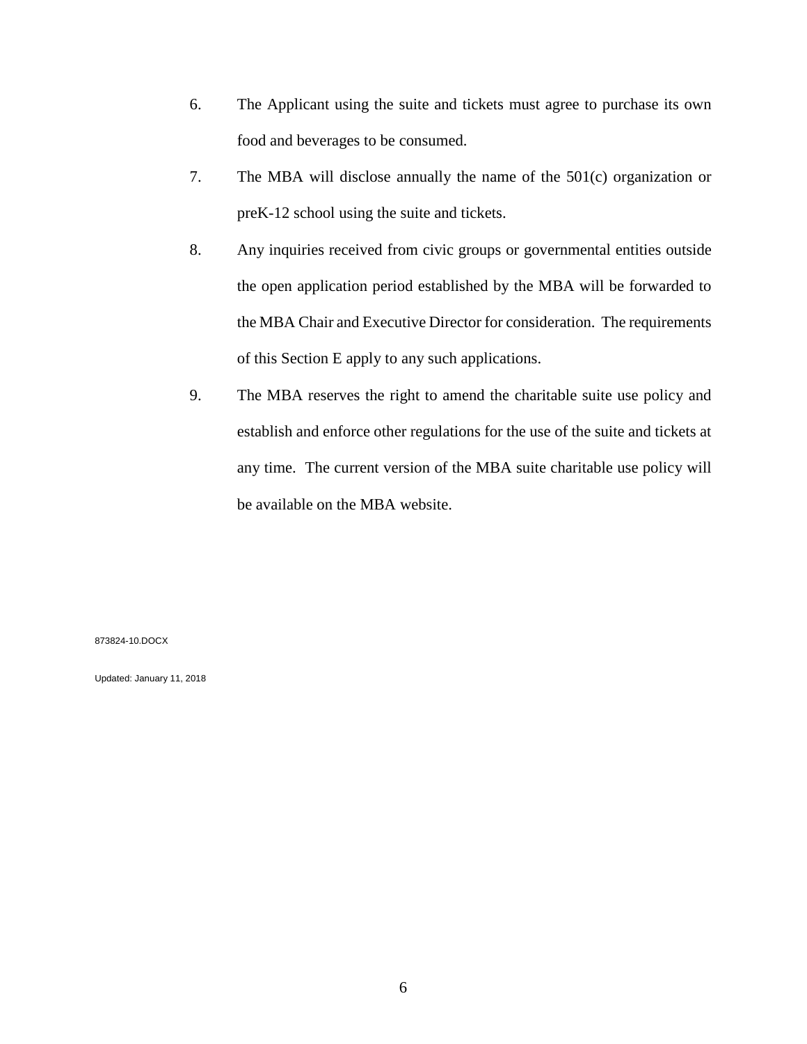6. The Applicant using the suite and tickets must agree to purchase its own food and beverages to be consumed.

7. The MBA will disclose annually the name of the 501(c) organization or preK-12 school using the suite and tickets.

8. Any inquiries received from civic groups or governmental entities outside the open application period established by the MBA will be forwarded to the MBA Chair and Executive Director for consideration. The requirements of this Section E apply to any such applications.

9. The MBA reserves the right to amend the charitable suite use policy and establish and enforce other regulations for the use of the suite and tickets at any time. The current version of the MBA suite charitable use policy will be available on the MBA website.

873824-10.DOCX

Updated: January 11, 2018